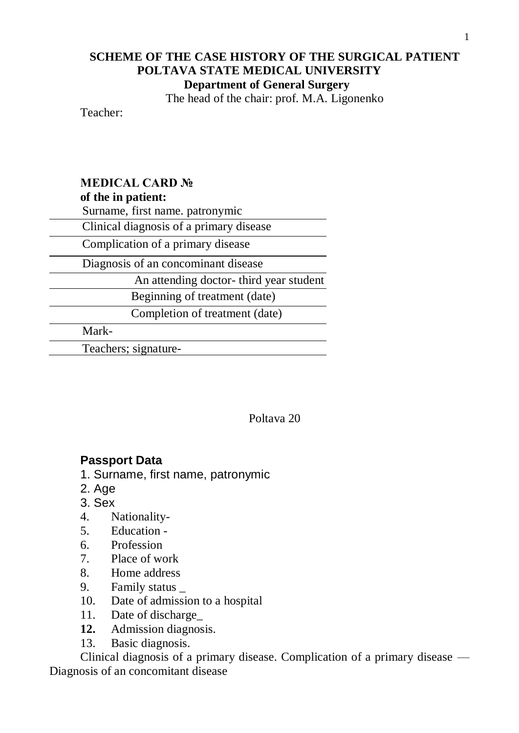**SCHEME OF THE CASE HISTORY OF THE SURGICAL PATIENT**
**POLTAVA STATE MEDICAL UNIVERSITY**
**Department of General Surgery**

The head of the chair: prof. M.A. Ligonenko

Teacher:

**MEDICAL CARD №**
**of the in patient:**

Surname, first name. patronymic

Clinical diagnosis of a primary disease

Complication of a primary disease

Diagnosis of an concominant disease

An attending doctor- third year student

Beginning of treatment (date)

Completion of treatment (date)

Mark-

Teachers; signature-

Poltava 20

**Passport Data**

1. Surname, first name, patronymic
2. Age
3. Sex
4. Nationality-
5. Education -
6. Profession
7. Place of work
8. Home address
9. Family status _
10. Date of admission to a hospital
11. Date of discharge_
12. Admission diagnosis.
13. Basic diagnosis.

Clinical diagnosis of a primary disease. Complication of a primary disease — Diagnosis of an concomitant disease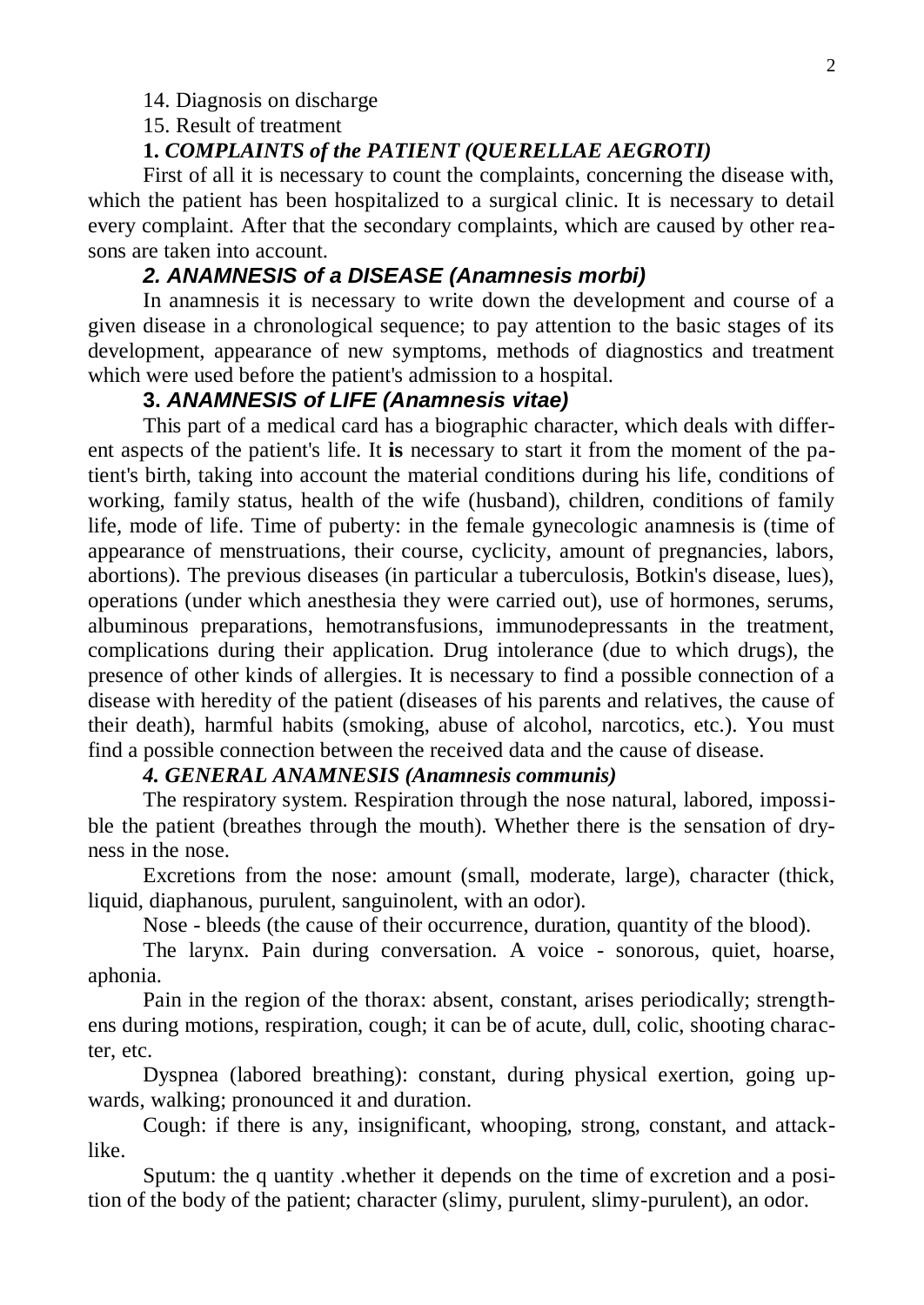14. Diagnosis on discharge

15. Result of treatment

### 1. *COMPLAINTS of the PATIENT (QUERELLAE AEGROTI)*

First of all it is necessary to count the complaints, concerning the disease with, which the patient has been hospitalized to a surgical clinic. It is necessary to detail every complaint. After that the secondary complaints, which are caused by other reasons are taken into account.

### *2. ANAMNESIS of a DISEASE (Anamnesis morbi)*

In anamnesis it is necessary to write down the development and course of a given disease in a chronological sequence; to pay attention to the basic stages of its development, appearance of new symptoms, methods of diagnostics and treatment which were used before the patient's admission to a hospital.

### 3. *ANAMNESIS of LIFE (Anamnesis vitae)*

This part of a medical card has a biographic character, which deals with different aspects of the patient's life. It **is** necessary to start it from the moment of the patient's birth, taking into account the material conditions during his life, conditions of working, family status, health of the wife (husband), children, conditions of family life, mode of life. Time of puberty: in the female gynecologic anamnesis is (time of appearance of menstruations, their course, cyclicity, amount of pregnancies, labors, abortions). The previous diseases (in particular a tuberculosis, Botkin's disease, lues), operations (under which anesthesia they were carried out), use of hormones, serums, albuminous preparations, hemotransfusions, immunodepressants in the treatment, complications during their application. Drug intolerance (due to which drugs), the presence of other kinds of allergies. It is necessary to find a possible connection of a disease with heredity of the patient (diseases of his parents and relatives, the cause of their death), harmful habits (smoking, abuse of alcohol, narcotics, etc.). You must find a possible connection between the received data and the cause of disease.

### *4. GENERAL ANAMNESIS (Anamnesis communis)*

The respiratory system. Respiration through the nose natural, labored, impossible the patient (breathes through the mouth). Whether there is the sensation of dryness in the nose.

Excretions from the nose: amount (small, moderate, large), character (thick, liquid, diaphanous, purulent, sanguinolent, with an odor).

Nose - bleeds (the cause of their occurrence, duration, quantity of the blood).

The larynx. Pain during conversation. A voice - sonorous, quiet, hoarse, aphonia.

Pain in the region of the thorax: absent, constant, arises periodically; strengthens during motions, respiration, cough; it can be of acute, dull, colic, shooting character, etc.

Dyspnea (labored breathing): constant, during physical exertion, going upwards, walking; pronounced it and duration.

Cough: if there is any, insignificant, whooping, strong, constant, and attack-like.

Sputum: the q uantity .whether it depends on the time of excretion and a position of the body of the patient; character (slimy, purulent, slimy-purulent), an odor.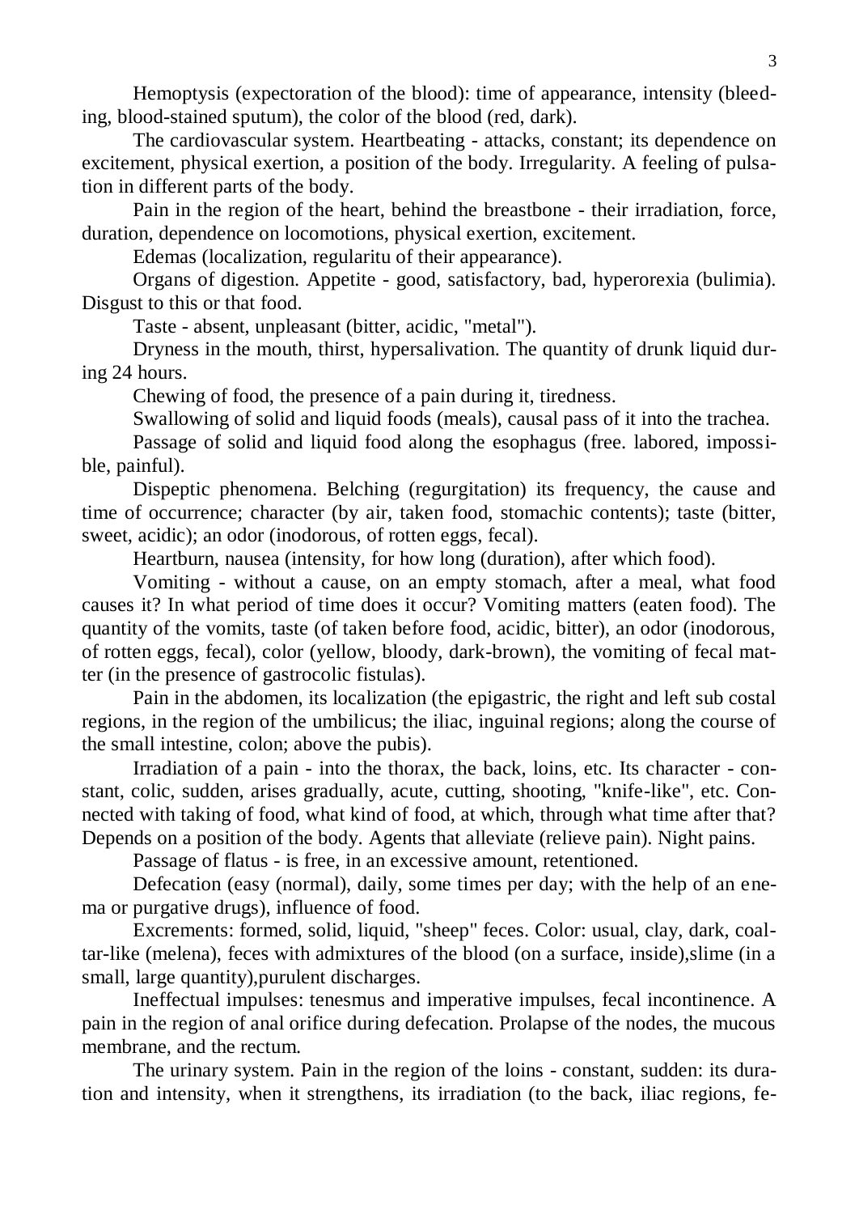Hemoptysis (expectoration of the blood): time of appearance, intensity (bleeding, blood-stained sputum), the color of the blood (red, dark).

The cardiovascular system. Heartbeating - attacks, constant; its dependence on excitement, physical exertion, a position of the body. Irregularity. A feeling of pulsation in different parts of the body.

Pain in the region of the heart, behind the breastbone - their irradiation, force, duration, dependence on locomotions, physical exertion, excitement.

Edemas (localization, regularitu of their appearance).

Organs of digestion. Appetite - good, satisfactory, bad, hyperorexia (bulimia). Disgust to this or that food.

Taste - absent, unpleasant (bitter, acidic, "metal").

Dryness in the mouth, thirst, hypersalivation. The quantity of drunk liquid during 24 hours.

Chewing of food, the presence of a pain during it, tiredness.

Swallowing of solid and liquid foods (meals), causal pass of it into the trachea.

Passage of solid and liquid food along the esophagus (free. labored, impossible, painful).

Dispeptic phenomena. Belching (regurgitation) its frequency, the cause and time of occurrence; character (by air, taken food, stomachic contents); taste (bitter, sweet, acidic); an odor (inodorous, of rotten eggs, fecal).

Heartburn, nausea (intensity, for how long (duration), after which food).

Vomiting - without a cause, on an empty stomach, after a meal, what food causes it? In what period of time does it occur? Vomiting matters (eaten food). The quantity of the vomits, taste (of taken before food, acidic, bitter), an odor (inodorous, of rotten eggs, fecal), color (yellow, bloody, dark-brown), the vomiting of fecal matter (in the presence of gastrocolic fistulas).

Pain in the abdomen, its localization (the epigastric, the right and left sub costal regions, in the region of the umbilicus; the iliac, inguinal regions; along the course of the small intestine, colon; above the pubis).

Irradiation of a pain - into the thorax, the back, loins, etc. Its character - constant, colic, sudden, arises gradually, acute, cutting, shooting, "knife-like", etc. Connected with taking of food, what kind of food, at which, through what time after that? Depends on a position of the body. Agents that alleviate (relieve pain). Night pains.

Passage of flatus - is free, in an excessive amount, retentioned.

Defecation (easy (normal), daily, some times per day; with the help of an enema or purgative drugs), influence of food.

Excrements: formed, solid, liquid, "sheep" feces. Color: usual, clay, dark, coal-tar-like (melena), feces with admixtures of the blood (on a surface, inside),slime (in a small, large quantity),purulent discharges.

Ineffectual impulses: tenesmus and imperative impulses, fecal incontinence. A pain in the region of anal orifice during defecation. Prolapse of the nodes, the mucous membrane, and the rectum.

The urinary system. Pain in the region of the loins - constant, sudden: its duration and intensity, when it strengthens, its irradiation (to the back, iliac regions, fe-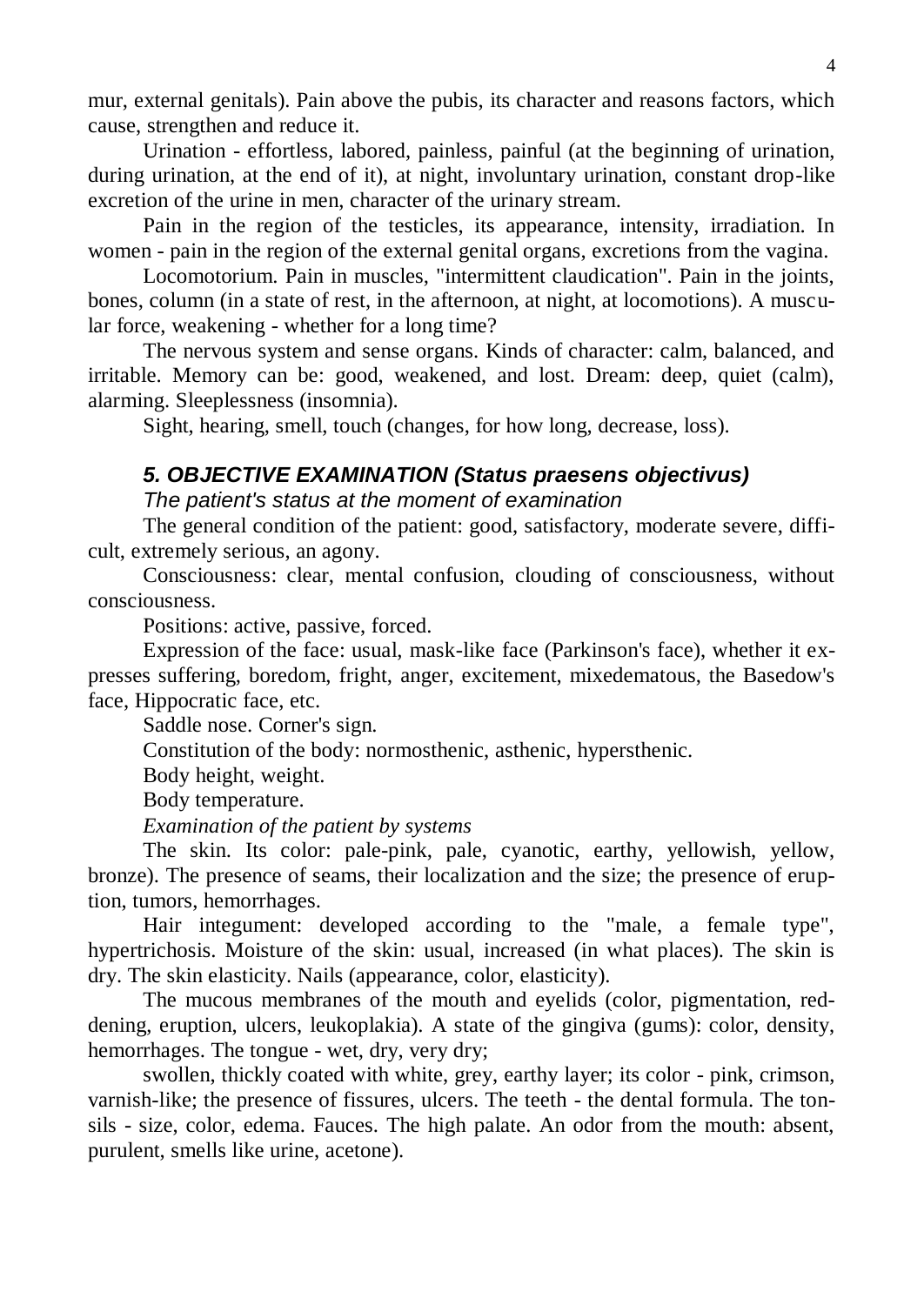mur, external genitals). Pain above the pubis, its character and reasons factors, which cause, strengthen and reduce it.

Urination - effortless, labored, painless, painful (at the beginning of urination, during urination, at the end of it), at night, involuntary urination, constant drop-like excretion of the urine in men, character of the urinary stream.

Pain in the region of the testicles, its appearance, intensity, irradiation. In women - pain in the region of the external genital organs, excretions from the vagina.

Locomotorium. Pain in muscles, "intermittent claudication". Pain in the joints, bones, column (in a state of rest, in the afternoon, at night, at locomotions). A muscular force, weakening - whether for a long time?

The nervous system and sense organs. Kinds of character: calm, balanced, and irritable. Memory can be: good, weakened, and lost. Dream: deep, quiet (calm), alarming. Sleeplessness (insomnia).

Sight, hearing, smell, touch (changes, for how long, decrease, loss).

## *5. OBJECTIVE EXAMINATION (Status praesens objectivus)*

*The patient's status at the moment of examination*

The general condition of the patient: good, satisfactory, moderate severe, difficult, extremely serious, an agony.

Consciousness: clear, mental confusion, clouding of consciousness, without consciousness.

Positions: active, passive, forced.

Expression of the face: usual, mask-like face (Parkinson's face), whether it expresses suffering, boredom, fright, anger, excitement, mixedematous, the Basedow's face, Hippocratic face, etc.

Saddle nose. Corner's sign.

Constitution of the body: normosthenic, asthenic, hypersthenic.

Body height, weight.

Body temperature.

*Examination of the patient by systems*

The skin. Its color: pale-pink, pale, cyanotic, earthy, yellowish, yellow, bronze). The presence of seams, their localization and the size; the presence of eruption, tumors, hemorrhages.

Hair integument: developed according to the "male, a female type", hypertrichosis. Moisture of the skin: usual, increased (in what places). The skin is dry. The skin elasticity. Nails (appearance, color, elasticity).

The mucous membranes of the mouth and eyelids (color, pigmentation, reddening, eruption, ulcers, leukoplakia). A state of the gingiva (gums): color, density, hemorrhages. The tongue - wet, dry, very dry;

swollen, thickly coated with white, grey, earthy layer; its color - pink, crimson, varnish-like; the presence of fissures, ulcers. The teeth - the dental formula. The tonsils - size, color, edema. Fauces. The high palate. An odor from the mouth: absent, purulent, smells like urine, acetone).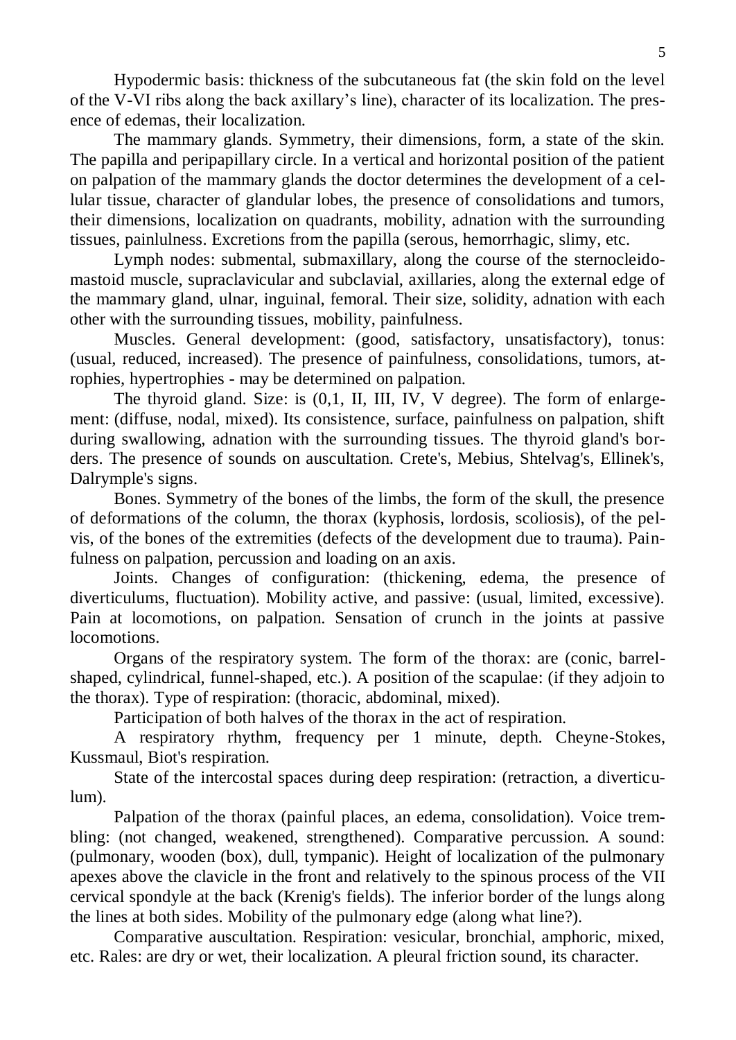Hypodermic basis: thickness of the subcutaneous fat (the skin fold on the level of the V-VI ribs along the back axillary's line), character of its localization. The presence of edemas, their localization.

The mammary glands. Symmetry, their dimensions, form, a state of the skin. The papilla and peripapillary circle. In a vertical and horizontal position of the patient on palpation of the mammary glands the doctor determines the development of a cellular tissue, character of glandular lobes, the presence of consolidations and tumors, their dimensions, localization on quadrants, mobility, adnation with the surrounding tissues, painlulness. Excretions from the papilla (serous, hemorrhagic, slimy, etc.

Lymph nodes: submental, submaxillary, along the course of the sternocleidomastoid muscle, supraclavicular and subclavial, axillaries, along the external edge of the mammary gland, ulnar, inguinal, femoral. Their size, solidity, adnation with each other with the surrounding tissues, mobility, painfulness.

Muscles. General development: (good, satisfactory, unsatisfactory), tonus: (usual, reduced, increased). The presence of painfulness, consolidations, tumors, atrophies, hypertrophies - may be determined on palpation.

The thyroid gland. Size: is (0,1, II, III, IV, V degree). The form of enlargement: (diffuse, nodal, mixed). Its consistence, surface, painfulness on palpation, shift during swallowing, adnation with the surrounding tissues. The thyroid gland's borders. The presence of sounds on auscultation. Crete's, Mebius, Shtelvag's, Ellinek's, Dalrymple's signs.

Bones. Symmetry of the bones of the limbs, the form of the skull, the presence of deformations of the column, the thorax (kyphosis, lordosis, scoliosis), of the pelvis, of the bones of the extremities (defects of the development due to trauma). Painfulness on palpation, percussion and loading on an axis.

Joints. Changes of configuration: (thickening, edema, the presence of diverticulums, fluctuation). Mobility active, and passive: (usual, limited, excessive). Pain at locomotions, on palpation. Sensation of crunch in the joints at passive locomotions.

Organs of the respiratory system. The form of the thorax: are (conic, barrel-shaped, cylindrical, funnel-shaped, etc.). A position of the scapulae: (if they adjoin to the thorax). Type of respiration: (thoracic, abdominal, mixed).

Participation of both halves of the thorax in the act of respiration.

A respiratory rhythm, frequency per 1 minute, depth. Cheyne-Stokes, Kussmaul, Biot's respiration.

State of the intercostal spaces during deep respiration: (retraction, a diverticulum).

Palpation of the thorax (painful places, an edema, consolidation). Voice trembling: (not changed, weakened, strengthened). Comparative percussion. A sound: (pulmonary, wooden (box), dull, tympanic). Height of localization of the pulmonary apexes above the clavicle in the front and relatively to the spinous process of the VII cervical spondyle at the back (Krenig's fields). The inferior border of the lungs along the lines at both sides. Mobility of the pulmonary edge (along what line?).

Comparative auscultation. Respiration: vesicular, bronchial, amphoric, mixed, etc. Rales: are dry or wet, their localization. A pleural friction sound, its character.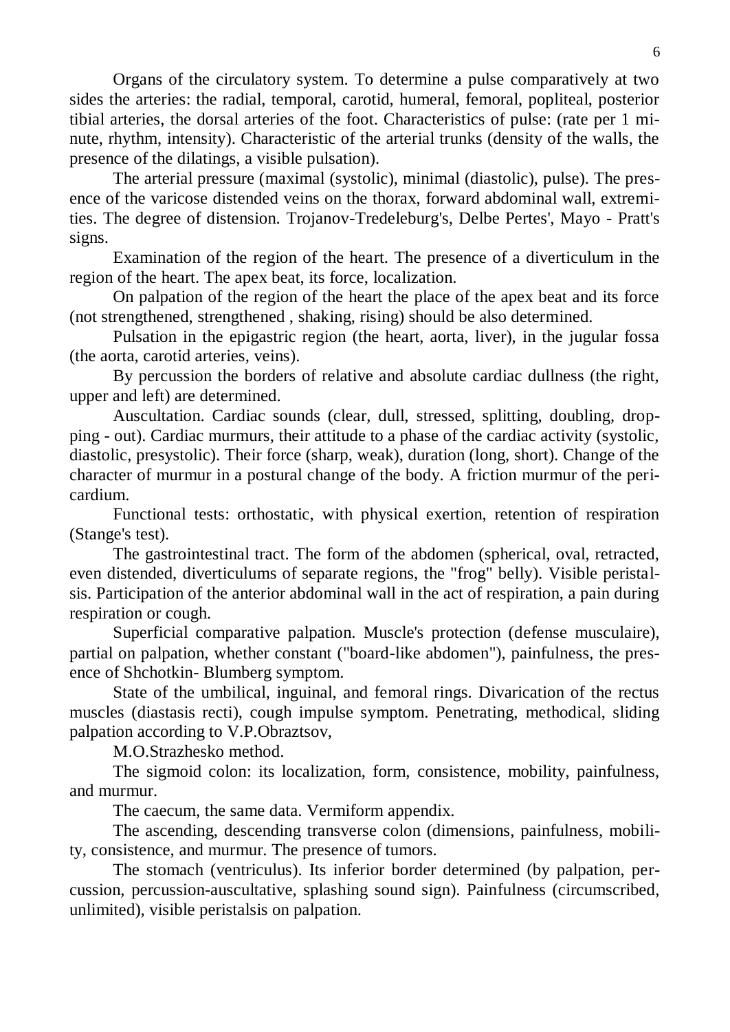Organs of the circulatory system. To determine a pulse comparatively at two sides the arteries: the radial, temporal, carotid, humeral, femoral, popliteal, posterior tibial arteries, the dorsal arteries of the foot. Characteristics of pulse: (rate per 1 minute, rhythm, intensity). Characteristic of the arterial trunks (density of the walls, the presence of the dilatings, a visible pulsation).

The arterial pressure (maximal (systolic), minimal (diastolic), pulse). The presence of the varicose distended veins on the thorax, forward abdominal wall, extremities. The degree of distension. Trojanov-Tredeleburg's, Delbe Pertes', Mayo - Pratt's signs.

Examination of the region of the heart. The presence of a diverticulum in the region of the heart. The apex beat, its force, localization.

On palpation of the region of the heart the place of the apex beat and its force (not strengthened, strengthened , shaking, rising) should be also determined.

Pulsation in the epigastric region (the heart, aorta, liver), in the jugular fossa (the aorta, carotid arteries, veins).

By percussion the borders of relative and absolute cardiac dullness (the right, upper and left) are determined.

Auscultation. Cardiac sounds (clear, dull, stressed, splitting, doubling, dropping - out). Cardiac murmurs, their attitude to a phase of the cardiac activity (systolic, diastolic, presystolic). Their force (sharp, weak), duration (long, short). Change of the character of murmur in a postural change of the body. A friction murmur of the pericardium.

Functional tests: orthostatic, with physical exertion, retention of respiration (Stange's test).

The gastrointestinal tract. The form of the abdomen (spherical, oval, retracted, even distended, diverticulums of separate regions, the "frog" belly). Visible peristalsis. Participation of the anterior abdominal wall in the act of respiration, a pain during respiration or cough.

Superficial comparative palpation. Muscle's protection (defense musculaire), partial on palpation, whether constant ("board-like abdomen"), painfulness, the presence of Shchotkin- Blumberg symptom.

State of the umbilical, inguinal, and femoral rings. Divarication of the rectus muscles (diastasis recti), cough impulse symptom. Penetrating, methodical, sliding palpation according to V.P.Obraztsov,

M.O.Strazhesko method.

The sigmoid colon: its localization, form, consistence, mobility, painfulness, and murmur.

The caecum, the same data. Vermiform appendix.

The ascending, descending transverse colon (dimensions, painfulness, mobility, consistence, and murmur. The presence of tumors.

The stomach (ventriculus). Its inferior border determined (by palpation, percussion, percussion-auscultative, splashing sound sign). Painfulness (circumscribed, unlimited), visible peristalsis on palpation.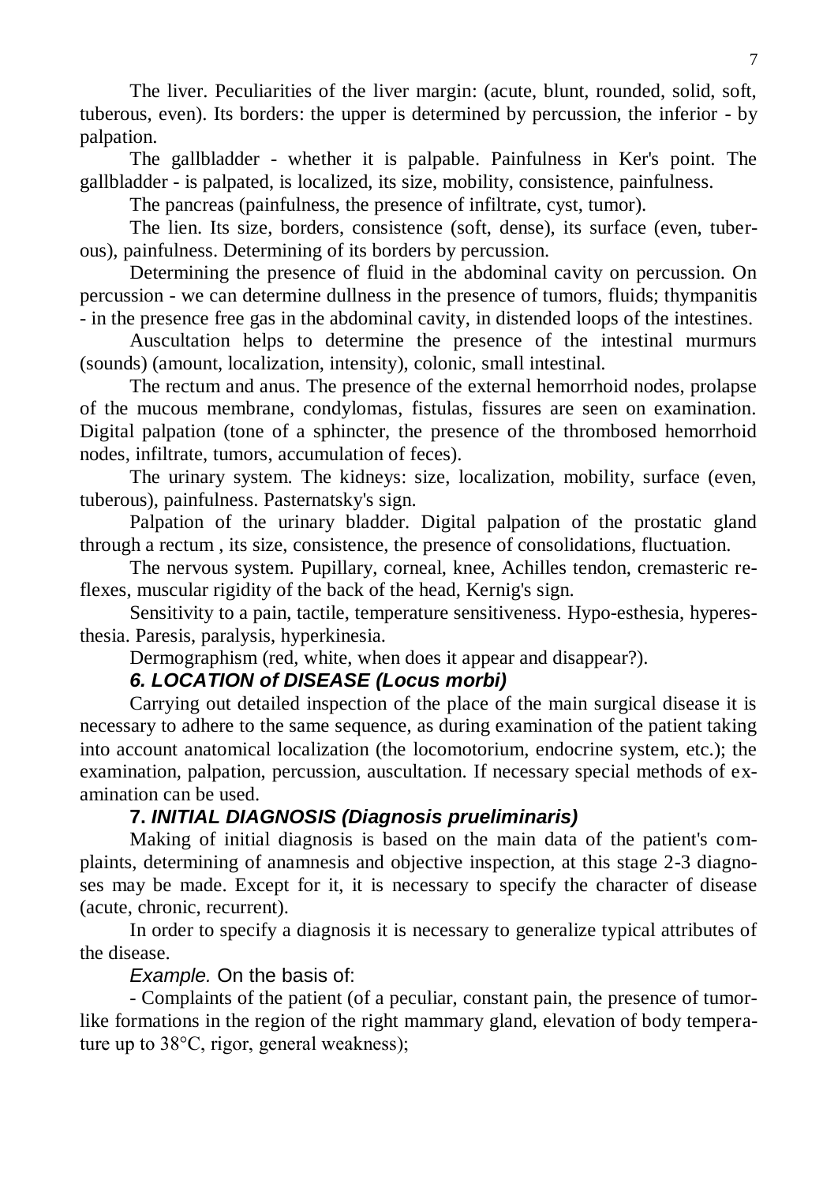The liver. Peculiarities of the liver margin: (acute, blunt, rounded, solid, soft, tuberous, even). Its borders: the upper is determined by percussion, the inferior - by palpation.

The gallbladder - whether it is palpable. Painfulness in Ker's point. The gallbladder - is palpated, is localized, its size, mobility, consistence, painfulness.

The pancreas (painfulness, the presence of infiltrate, cyst, tumor).

The lien. Its size, borders, consistence (soft, dense), its surface (even, tuberous), painfulness. Determining of its borders by percussion.

Determining the presence of fluid in the abdominal cavity on percussion. On percussion - we can determine dullness in the presence of tumors, fluids; thympanitis - in the presence free gas in the abdominal cavity, in distended loops of the intestines.

Auscultation helps to determine the presence of the intestinal murmurs (sounds) (amount, localization, intensity), colonic, small intestinal.

The rectum and anus. The presence of the external hemorrhoid nodes, prolapse of the mucous membrane, condylomas, fistulas, fissures are seen on examination. Digital palpation (tone of a sphincter, the presence of the thrombosed hemorrhoid nodes, infiltrate, tumors, accumulation of feces).

The urinary system. The kidneys: size, localization, mobility, surface (even, tuberous), painfulness. Pasternatsky's sign.

Palpation of the urinary bladder. Digital palpation of the prostatic gland through a rectum , its size, consistence, the presence of consolidations, fluctuation.

The nervous system. Pupillary, corneal, knee, Achilles tendon, cremasteric reflexes, muscular rigidity of the back of the head, Kernig's sign.

Sensitivity to a pain, tactile, temperature sensitiveness. Hypo-esthesia, hyperesthesia. Paresis, paralysis, hyperkinesia.

Dermographism (red, white, when does it appear and disappear?).

### *6. LOCATION of DISEASE (Locus morbi)*

Carrying out detailed inspection of the place of the main surgical disease it is necessary to adhere to the same sequence, as during examination of the patient taking into account anatomical localization (the locomotorium, endocrine system, etc.); the examination, palpation, percussion, auscultation. If necessary special methods of examination can be used.

### **7.** *INITIAL DIAGNOSIS (Diagnosis prueliminaris)*

Making of initial diagnosis is based on the main data of the patient's complaints, determining of anamnesis and objective inspection, at this stage 2-3 diagnoses may be made. Except for it, it is necessary to specify the character of disease (acute, chronic, recurrent).

In order to specify a diagnosis it is necessary to generalize typical attributes of the disease.

*Example.* On the basis of:

- Complaints of the patient (of a peculiar, constant pain, the presence of tumor-like formations in the region of the right mammary gland, elevation of body temperature up to 38°C, rigor, general weakness);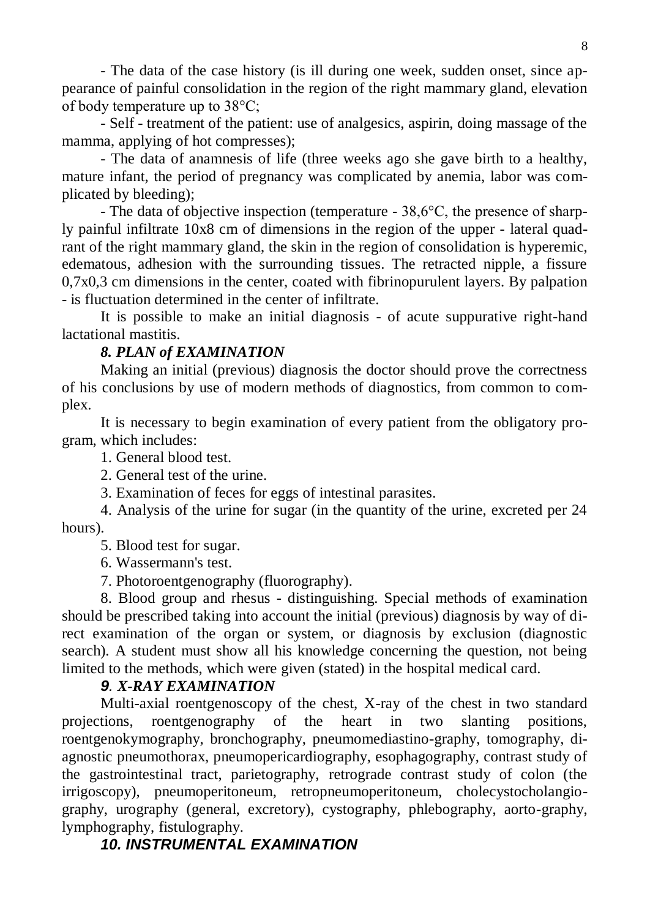- The data of the case history (is ill during one week, sudden onset, since appearance of painful consolidation in the region of the right mammary gland, elevation of body temperature up to 38°C;

- Self - treatment of the patient: use of analgesics, aspirin, doing massage of the mamma, applying of hot compresses);

- The data of anamnesis of life (three weeks ago she gave birth to a healthy, mature infant, the period of pregnancy was complicated by anemia, labor was complicated by bleeding);

- The data of objective inspection (temperature - 38,6°C, the presence of sharply painful infiltrate 10x8 cm of dimensions in the region of the upper - lateral quadrant of the right mammary gland, the skin in the region of consolidation is hyperemic, edematous, adhesion with the surrounding tissues. The retracted nipple, a fissure 0,7x0,3 cm dimensions in the center, coated with fibrinopurulent layers. By palpation - is fluctuation determined in the center of infiltrate.

It is possible to make an initial diagnosis - of acute suppurative right-hand lactational mastitis.

### *8. PLAN of EXAMINATION*

Making an initial (previous) diagnosis the doctor should prove the correctness of his conclusions by use of modern methods of diagnostics, from common to complex.

It is necessary to begin examination of every patient from the obligatory program, which includes:

1. General blood test.
2. General test of the urine.
3. Examination of feces for eggs of intestinal parasites.
4. Analysis of the urine for sugar (in the quantity of the urine, excreted per 24 hours).
5. Blood test for sugar.
6. Wassermann's test.
7. Photoroentgenography (fluorography).
8. Blood group and rhesus - distinguishing. Special methods of examination should be prescribed taking into account the initial (previous) diagnosis by way of direct examination of the organ or system, or diagnosis by exclusion (diagnostic search). A student must show all his knowledge concerning the question, not being limited to the methods, which were given (stated) in the hospital medical card.

### *9. X-RAY EXAMINATION*

Multi-axial roentgenoscopy of the chest, X-ray of the chest in two standard projections, roentgenography of the heart in two slanting positions, roentgenokymography, bronchography, pneumomediastino-graphy, tomography, diagnostic pneumothorax, pneumopericardiography, esophagography, contrast study of the gastrointestinal tract, parietography, retrograde contrast study of colon (the irrigoscopy), pneumoperitoneum, retropneumoperitoneum, cholecystocholangiography, urography (general, excretory), cystography, phlebography, aorto-graphy, lymphography, fistulography.

### *10. INSTRUMENTAL EXAMINATION*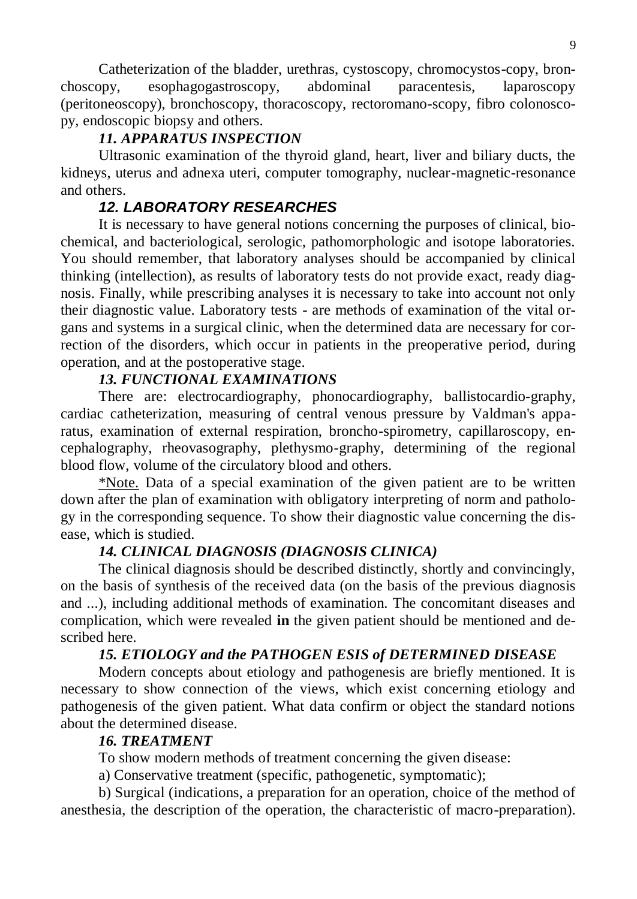Catheterization of the bladder, urethras, cystoscopy, chromocystos-copy, bronchoscopy, esophagogastroscopy, abdominal paracentesis, laparoscopy (peritoneoscopy), bronchoscopy, thoracoscopy, rectoromano-scopy, fibro colonoscopy, endoscopic biopsy and others.

### *11. APPARATUS INSPECTION*

Ultrasonic examination of the thyroid gland, heart, liver and biliary ducts, the kidneys, uterus and adnexa uteri, computer tomography, nuclear-magnetic-resonance and others.

### *12. LABORATORY RESEARCHES*

It is necessary to have general notions concerning the purposes of clinical, biochemical, and bacteriological, serologic, pathomorphologic and isotope laboratories. You should remember, that laboratory analyses should be accompanied by clinical thinking (intellection), as results of laboratory tests do not provide exact, ready diagnosis. Finally, while prescribing analyses it is necessary to take into account not only their diagnostic value. Laboratory tests - are methods of examination of the vital organs and systems in a surgical clinic, when the determined data are necessary for correction of the disorders, which occur in patients in the preoperative period, during operation, and at the postoperative stage.

### *13. FUNCTIONAL EXAMINATIONS*

There are: electrocardiography, phonocardiography, ballistocardio-graphy, cardiac catheterization, measuring of central venous pressure by Valdman's apparatus, examination of external respiration, broncho-spirometry, capillaroscopy, encephalography, rheovasography, plethysmo-graphy, determining of the regional blood flow, volume of the circulatory blood and others.

<u>*Note.</u> Data of a special examination of the given patient are to be written down after the plan of examination with obligatory interpreting of norm and pathology in the corresponding sequence. To show their diagnostic value concerning the disease, which is studied.

### *14. CLINICAL DIAGNOSIS (DIAGNOSIS CLINICA)*

The clinical diagnosis should be described distinctly, shortly and convincingly, on the basis of synthesis of the received data (on the basis of the previous diagnosis and ...), including additional methods of examination. The concomitant diseases and complication, which were revealed **in** the given patient should be mentioned and described here.

### *15. ETIOLOGY and the PATHOGEN ESIS of DETERMINED DISEASE*

Modern concepts about etiology and pathogenesis are briefly mentioned. It is necessary to show connection of the views, which exist concerning etiology and pathogenesis of the given patient. What data confirm or object the standard notions about the determined disease.

### *16. TREATMENT*

To show modern methods of treatment concerning the given disease:

a) Conservative treatment (specific, pathogenetic, symptomatic);

b) Surgical (indications, a preparation for an operation, choice of the method of anesthesia, the description of the operation, the characteristic of macro-preparation).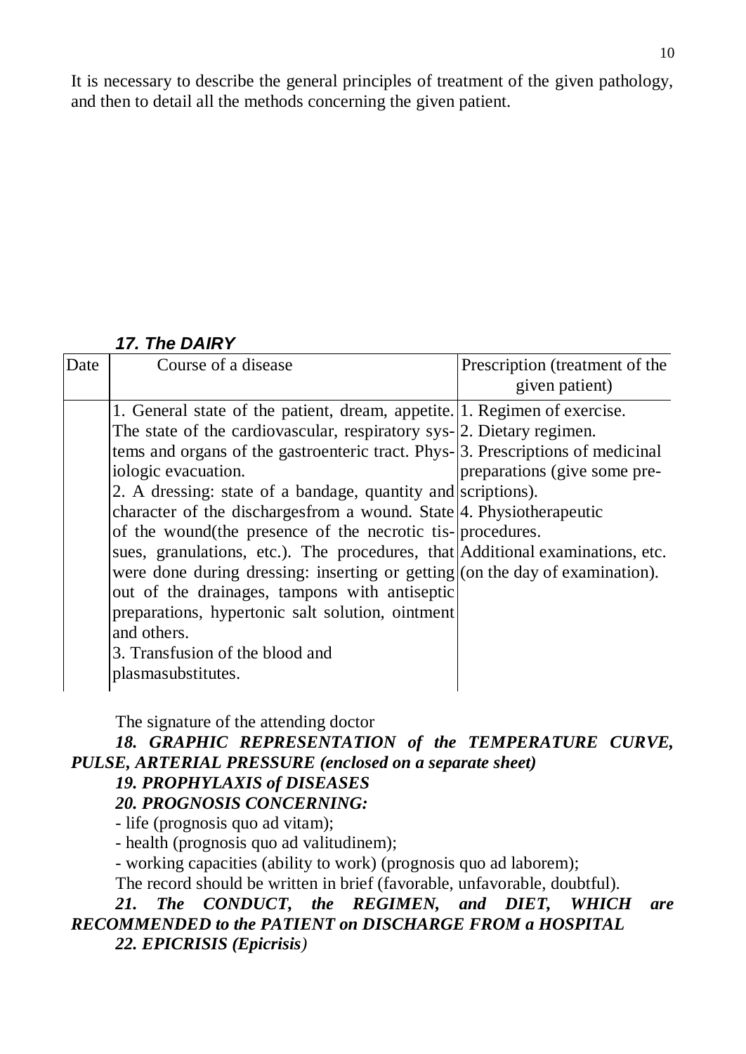It is necessary to describe the general principles of treatment of the given pathology, and then to detail all the methods concerning the given patient.

### *17. The DAIRY*

| Date | Course of a disease | Prescription (treatment of the given patient) |
|---|---|---|
| | 1. General state of the patient, dream, appetite. The state of the cardiovascular, respiratory systems and organs of the gastroenteric tract. Physiologic evacuation.<br>2. A dressing: state of a bandage, quantity and character of the dischargesfrom a wound. State of the wound(the presence of the necrotic tissues, granulations, etc.). The procedures, that were done during dressing: inserting or getting out of the drainages, tampons with antiseptic preparations, hypertonic salt solution, ointment and others.<br>3. Transfusion of the blood and plasmasubstitutes. | 1. Regimen of exercise.<br>2. Dietary regimen.<br>3. Prescriptions of medicinal preparations (give some prescriptions).<br>4. Physiotherapeutic procedures.<br>Additional examinations, etc. (on the day of examination). |

The signature of the attending doctor

***18. GRAPHIC REPRESENTATION of the TEMPERATURE CURVE, PULSE, ARTERIAL PRESSURE (enclosed on a separate sheet)***

***19. PROPHYLAXIS of DISEASES***

***20. PROGNOSIS CONCERNING:***

- life (prognosis quo ad vitam);
- health (prognosis quo ad valitudinem);
- working capacities (ability to work) (prognosis quo ad laborem);

The record should be written in brief (favorable, unfavorable, doubtful).

***21. The CONDUCT, the REGIMEN, and DIET, WHICH are RECOMMENDED to the PATIENT on DISCHARGE FROM a HOSPITAL***

***22. EPICRISIS (Epicrisis)***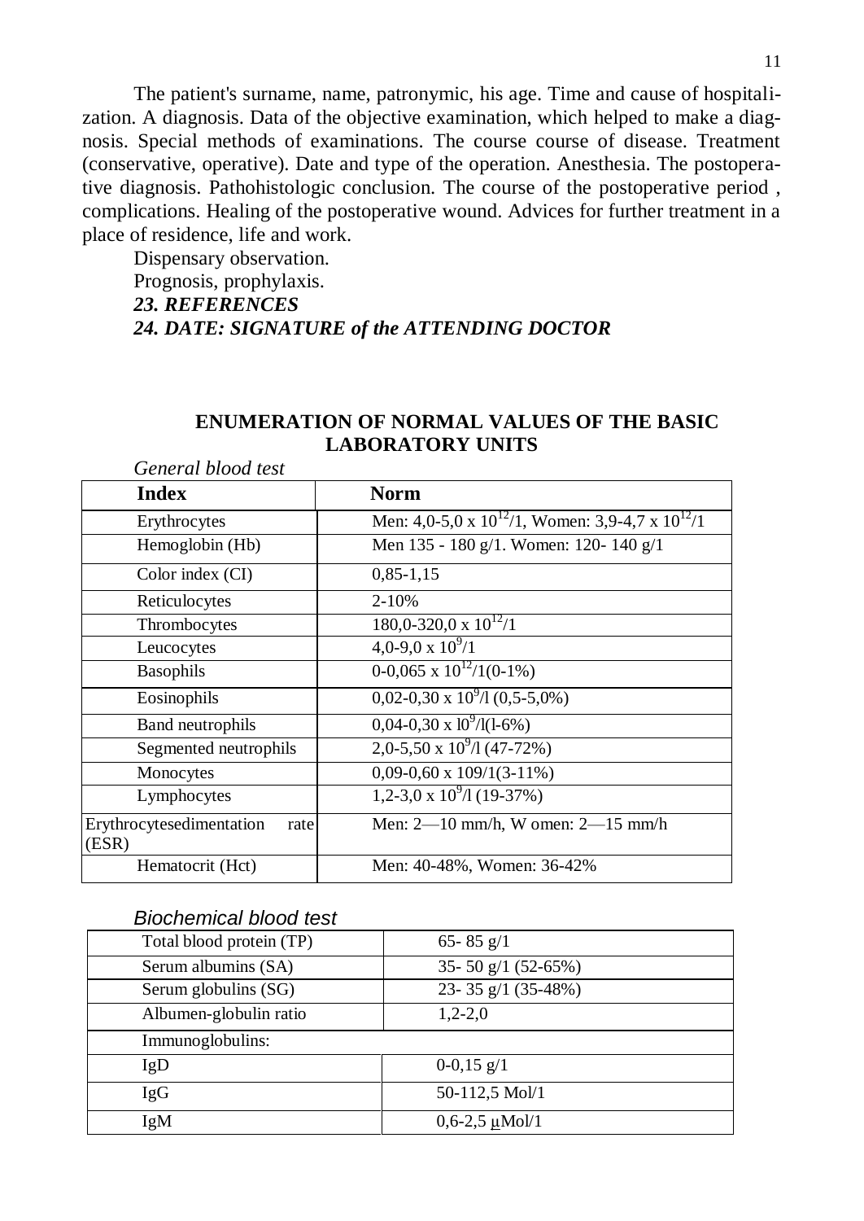The patient's surname, name, patronymic, his age. Time and cause of hospitalization. A diagnosis. Data of the objective examination, which helped to make a diagnosis. Special methods of examinations. The course course of disease. Treatment (conservative, operative). Date and type of the operation. Anesthesia. The postoperative diagnosis. Pathohistologic conclusion. The course of the postoperative period , complications. Healing of the postoperative wound. Advices for further treatment in a place of residence, life and work.

Dispensary observation.

Prognosis, prophylaxis.

***23. REFERENCES***

***24. DATE: SIGNATURE of the ATTENDING DOCTOR***

## ENUMERATION OF NORMAL VALUES OF THE BASIC LABORATORY UNITS

*General blood test*

| Index | Norm |
|---|---|
| Erythrocytes | Men: 4,0-5,0 x $10^{12}$/1, Women: 3,9-4,7 x $10^{12}$/1 |
| Hemoglobin (Hb) | Men 135 - 180 g/1. Women: 120- 140 g/1 |
| Color index (CI) | 0,85-1,15 |
| Reticulocytes | 2-10% |
| Thrombocytes | 180,0-320,0 x $10^{12}$/1 |
| Leucocytes | 4,0-9,0 x $10^{9}$/1 |
| Basophils | 0-0,065 x $10^{12}$/1(0-1%) |
| Eosinophils | 0,02-0,30 x $10^{9}$/l (0,5-5,0%) |
| Band neutrophils | 0,04-0,30 x $l0^{9}$/l(l-6%) |
| Segmented neutrophils | 2,0-5,50 x $10^{9}$/l (47-72%) |
| Monocytes | 0,09-0,60 x 109/1(3-11%) |
| Lymphocytes | 1,2-3,0 x $10^{9}$/l (19-37%) |
| Erythrocytesedimentation rate (ESR) | Men: 2—10 mm/h, W omen: 2—15 mm/h |
| Hematocrit (Hct) | Men: 40-48%, Women: 36-42% |

*Biochemical blood test*

| | |
|---|---|
| Total blood protein (TP) | 65- 85 g/1 |
| Serum albumins (SA) | 35- 50 g/1 (52-65%) |
| Serum globulins (SG) | 23- 35 g/1 (35-48%) |
| Albumen-globulin ratio | 1,2-2,0 |
| Immunoglobulins: | |
| IgD | 0-0,15 g/1 |
| IgG | 50-112,5 Mol/1 |
| IgM | 0,6-2,5 μMol/1 |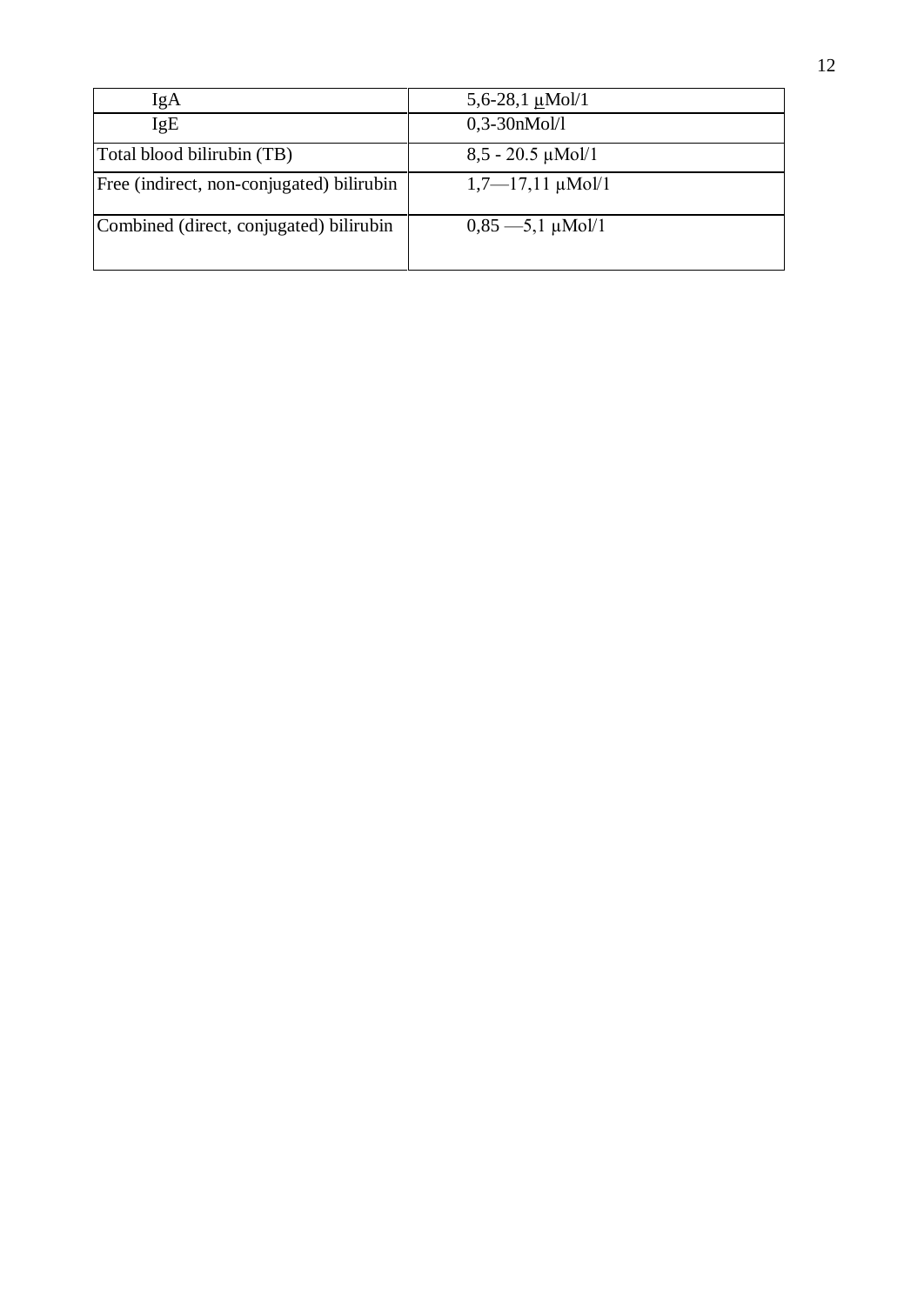| IgA | 5,6-28,1 µMol/1 |
|---|---|
| IgE | 0,3-30nMol/l |
| Total blood bilirubin (TB) | 8,5 - 20.5 µMol/1 |
| Free (indirect, non-conjugated) bilirubin | 1,7—17,11 µMol/1 |
| Combined (direct, conjugated) bilirubin | 0,85 —5,1 µMol/1 |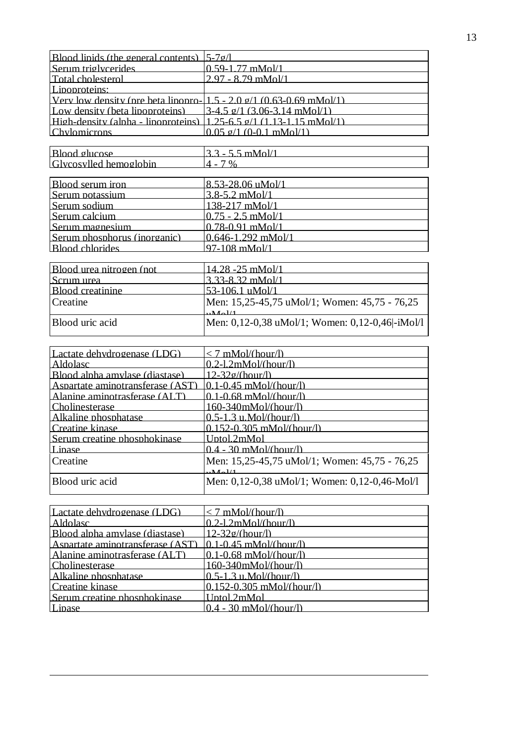| | |
|---|---|
| Blood lipids (the general contents) | 5-7g/l |
| Serum triglycerides | 0.59-1.77 mMol/1 |
| Total cholesterol | 2.97 - 8.79 mMol/1 |
| Lipoproteins: | |
| Very low density (pre beta lipopro- | 1.5 - 2.0 g/1 (0.63-0.69 mMol/1) |
| Low density (beta lipoproteins) | 3-4.5 g/1 (3.06-3.14 mMol/1) |
| High-density (alpha - lipoproteins) | 1.25-6.5 g/1 (1.13-1.15 mMol/1) |
| Chylomicrons | 0.05 g/1 (0-0.1 mMol/1) |

| | |
|---|---|
| Blood glucose | 3.3 - 5.5 mMol/1 |
| Glycosylled hemoglobin | 4 - 7 % |

| | |
|---|---|
| Blood serum iron | 8.53-28.06 uMol/1 |
| Serum potassium | 3.8-5.2 mMol/1 |
| Serum sodium | 138-217 mMol/1 |
| Serum calcium | 0.75 - 2.5 mMol/1 |
| Serum magnesium | 0.78-0.91 mMol/1 |
| Serum phosphorus (inorganic) | 0.646-1.292 mMol/1 |
| Blood chlorides | 97-108 mMol/1 |

| | |
|---|---|
| Blood urea nitrogen (not | 14.28 -25 mMol/1 |
| Scrum urea | 3.33-8.32 mMol/1 |
| Blood creatinine | 53-106.1 uMol/1 |
| Creatine | Men: 15,25-45,75 uMol/1; Women: 45,75 - 76,25 uMol/1 |
| Blood uric acid | Men: 0,12-0,38 uMol/1; Women: 0,12-0,46\|-iMol/l |

| | |
|---|---|
| Lactate dehydrogenase (LDG) | < 7 mMol/(hour/l) |
| Aldolasc | 0.2-l.2mMol/(hour/l) |
| Blood alpha amylase (diastase) | 12-32g/(hour/l) |
| Aspartate aminotransferase (AST) | 0.1-0.45 mMol/(hour/l) |
| Alanine aminotrasferase (ALT) | 0.1-0.68 mMol/(hour/l) |
| Cholinesterase | 160-340mMol/(hour/l) |
| Alkaline phosphatase | 0.5-1.3 u.Mol/(hour/l) |
| Creatine kinase | 0.152-0.305 mMol/(hour/l) |
| Serum creatine phosphokinase | Uptol.2mMol |
| Lipase | 0.4 - 30 mMol/(hour/l) |
| Creatine | Men: 15,25-45,75 uMol/1; Women: 45,75 - 76,25 uMol/1 |
| Blood uric acid | Men: 0,12-0,38 uMol/1; Women: 0,12-0,46-Mol/l |

| | |
|---|---|
| Lactate dehydrogenase (LDG) | < 7 mMol/(hour/l) |
| Aldolasc | 0.2-l.2mMol/(hour/l) |
| Blood alpha amylase (diastase) | 12-32g/(hour/l) |
| Aspartate aminotransferase (AST) | 0.1-0.45 mMol/(hour/l) |
| Alanine aminotrasferase (ALT) | 0.1-0.68 mMol/(hour/l) |
| Cholinesterase | 160-340mMol/(hour/l) |
| Alkaline phosphatase | 0.5-1.3 u.Mol/(hour/l) |
| Creatine kinase | 0.152-0.305 mMol/(hour/l) |
| Serum creatine phosphokinase | Uptol.2mMol |
| Lipase | 0.4 - 30 mMol/(hour/l) |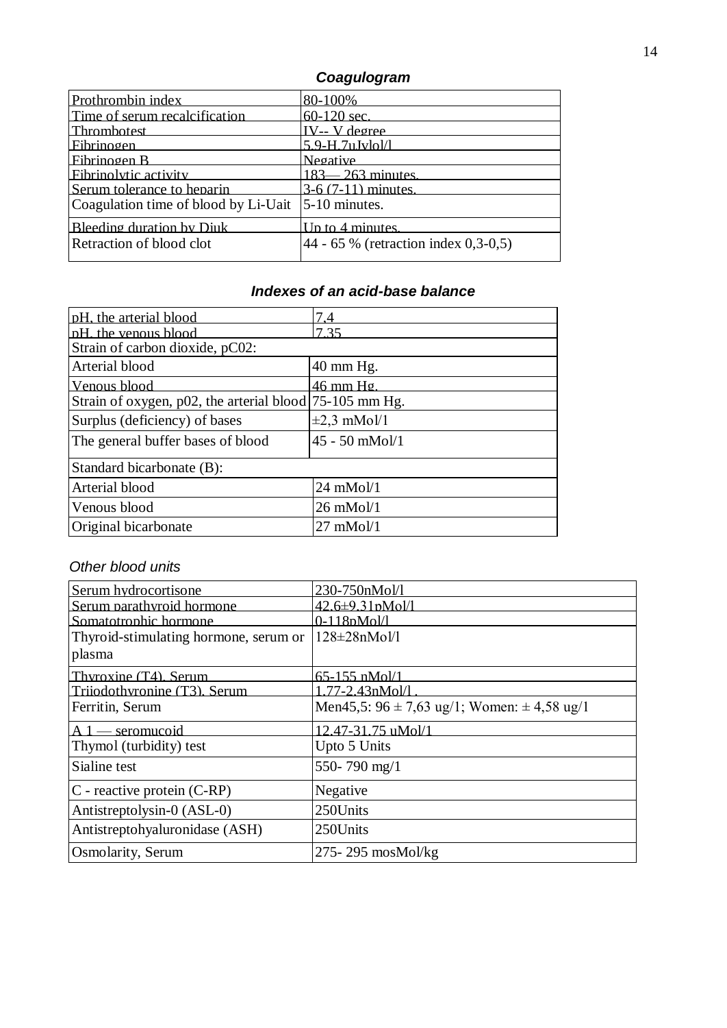### *Coagulogram*

| | |
|---|---|
| Prothrombin index | 80-100% |
| Time of serum recalcification | 60-120 sec. |
| Thrombotest | IV-- V degree |
| Fibrinogen | 5.9-H.7uJvlol/l |
| Fibrinogen B | Negative |
| Fibrinolytic activity | 183— 263 minutes. |
| Serum tolerance to heparin | 3-6 (7-11) minutes. |
| Coagulation time of blood by Li-Uait | 5-10 minutes. |
| Bleeding duration by Diuk | Up to 4 minutes. |
| Retraction of blood clot | 44 - 65 % (retraction index 0,3-0,5) |

### *Indexes of an acid-base balance*

| | |
|---|---|
| pH, the arterial blood | 7,4 |
| pH, the venous blood | 7,35 |
| Strain of carbon dioxide, pC02: | |
| Arterial blood | 40 mm Hg. |
| Venous blood | 46 mm Hg. |
| Strain of oxygen, p02, the arterial blood | 75-105 mm Hg. |
| Surplus (deficiency) of bases | ±2,3 mMol/1 |
| The general buffer bases of blood | 45 - 50 mMol/1 |
| Standard bicarbonate (B): | |
| Arterial blood | 24 mMol/1 |
| Venous blood | 26 mMol/1 |
| Original bicarbonate | 27 mMol/1 |

*Other blood units*

| | |
|---|---|
| Serum hydrocortisone | 230-750nMol/l |
| Serum parathyroid hormone | 42.6±9.31pMol/l |
| Somatotrophic hormone | 0-118pMol/l |
| Thyroid-stimulating hormone, serum or plasma | 128±28nMol/l |
| Thyroxine (T4), Serum | 65-155 nMol/1 |
| Triiodothyronine (T3), Serum | 1.77-2.43nMol/l . |
| Ferritin, Serum | Men45,5: 96 ± 7,63 ug/1; Women: ± 4,58 ug/1 |
| A 1 — seromucoid | 12.47-31.75 uMol/1 |
| Thymol (turbidity) test | Upto 5 Units |
| Sialine test | 550- 790 mg/1 |
| C - reactive protein (C-RP) | Negative |
| Antistreptolysin-0 (ASL-0) | 250Units |
| Antistreptohyaluronidase (ASH) | 250Units |
| Osmolarity, Serum | 275- 295 mosMol/kg |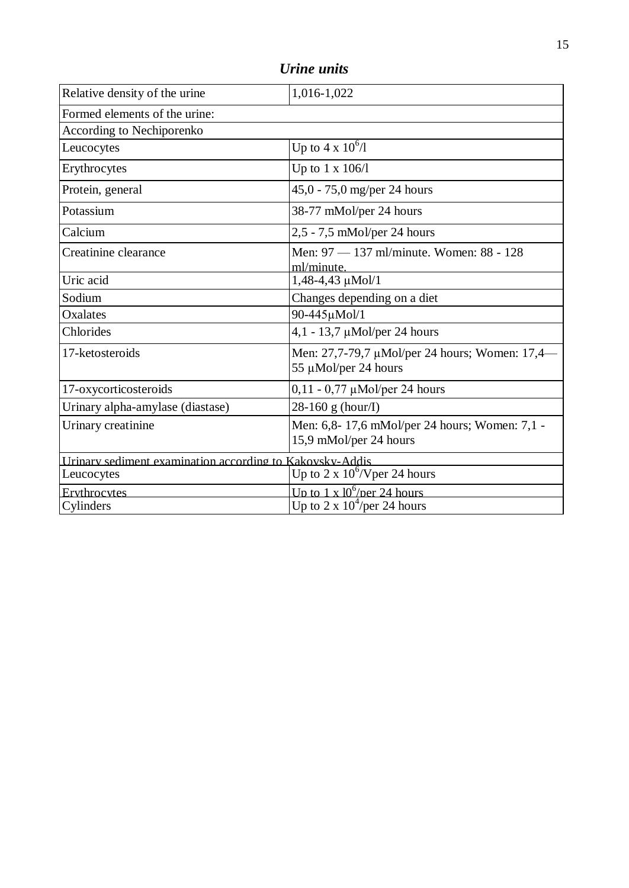## *Urine units*

| | |
|---|---|
| Relative density of the urine | 1,016-1,022 |
| Formed elements of the urine: | |
| According to Nechiporenko | |
| Leucocytes | Up to 4 x $10^6$/l |
| Erythrocytes | Up to 1 x 106/l |
| Protein, general | 45,0 - 75,0 mg/per 24 hours |
| Potassium | 38-77 mMol/per 24 hours |
| Calcium | 2,5 - 7,5 mMol/per 24 hours |
| Creatinine clearance | Men: 97 — 137 ml/minute. Women: 88 - 128 ml/minute. |
| Uric acid | 1,48-4,43 μMol/1 |
| Sodium | Changes depending on a diet |
| Oxalates | 90-445μMol/1 |
| Chlorides | 4,1 - 13,7 μMol/per 24 hours |
| 17-ketosteroids | Men: 27,7-79,7 μMol/per 24 hours; Women: 17,4—55 μMol/per 24 hours |
| 17-oxycorticosteroids | 0,11 - 0,77 μMol/per 24 hours |
| Urinary alpha-amylase (diastase) | 28-160 g (hour/I) |
| Urinary creatinine | Men: 6,8- 17,6 mMol/per 24 hours; Women: 7,1 - 15,9 mMol/per 24 hours |
| Urinary sediment examination according to Kakovsky-Addis | |
| Leucocytes | Up to 2 x $10^6$/Vper 24 hours |
| Erythrocytes | Up to 1 x $l0^6$/per 24 hours |
| Cylinders | Up to 2 x $10^4$/per 24 hours |